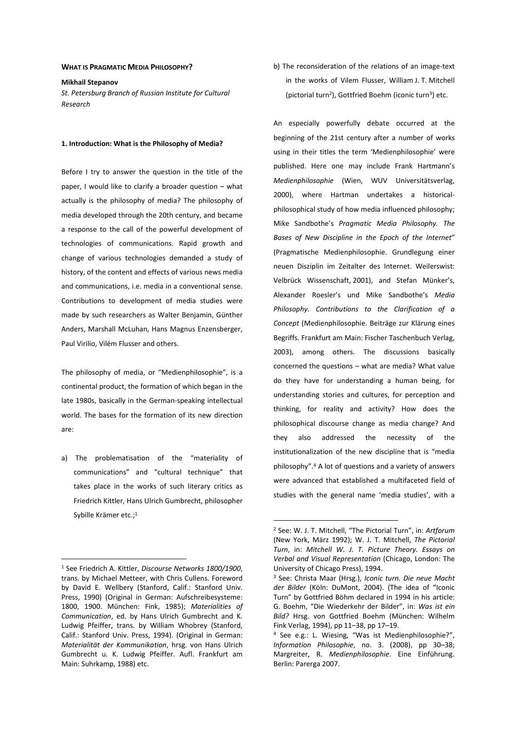**WHAT IS PRAGMATIC MEDIA PHILOSOPHY?**

**Mikhail Stepanov**

*St. Petersburg Branch of Russian Institute for Cultural Research*

**1. Introduction: What is the Philosophy of Media?**

Before I try to answer the question in the title of the paper, I would like to clarify a broader question – what actually is the philosophy of media? The philosophy of media developed through the 20th century, and became a response to the call of the powerful development of technologies of communications. Rapid growth and change of various technologies demanded a study of history, of the content and effects of various news media and communications, i.e. media in a conventional sense. Contributions to development of media studies were made by such researchers as Walter Benjamin, Günther Anders, Marshall McLuhan, Hans Magnus Enzensberger, Paul Virilio, Vilém Flusser and others.

The philosophy of media, or "Medienphilosophie", is a continental product, the formation of which began in the late 1980s, basically in the German-speaking intellectual world. The bases for the formation of its new direction are:

a) The problematisation of the "materiality of communications" and "cultural technique" that takes place in the works of such literary critics as Friedrich Kittler, Hans Ulrich Gumbrecht, philosopher Sybille Krämer etc.;[1]

b) The reconsideration of the relations of an image-text in the works of Vilem Flusser, William J. T. Mitchell (pictorial turn[2]), Gottfried Boehm (iconic turn[3]) etc.

An especially powerfully debate occurred at the beginning of the 21st century after a number of works using in their titles the term 'Medienphilosophie' were published. Here one may include Frank Hartmann's *Medienphilosophie* (Wien, WUV Universitätsverlag, 2000), where Hartman undertakes a historical-philosophical study of how media influenced philosophy; Mike Sandbothe's *Pragmatic Media Philosophy. The Bases of New Discipline in the Epoch of the Internet*" (Pragmatische Medienphilosophie. Grundlegung einer neuen Disziplin im Zeitalter des Internet. Weilerswist: Velbrück Wissenschaft, 2001), and Stefan Münker's, Alexander Roesler's und Mike Sandbothe's *Media Philosophy. Contributions to the Clarification of a Concept* (Medienphilosophie. Beiträge zur Klärung eines Begriffs. Frankfurt am Main: Fischer Taschenbuch Verlag, 2003), among others. The discussions basically concerned the questions – what are media? What value do they have for understanding a human being, for understanding stories and cultures, for perception and thinking, for reality and activity? How does the philosophical discourse change as media change? And they also addressed the necessity of the institutionalization of the new discipline that is "media philosophy".[4] A lot of questions and a variety of answers were advanced that established a multifaceted field of studies with the general name 'media studies', with a

---

[1] See Friedrich A. Kittler, *Discourse Networks 1800/1900*, trans. by Michael Metteer, with Chris Cullens. Foreword by David E. Wellbery (Stanford, Calif.: Stanford Univ. Press, 1990) (Original in German: Aufschreibesysteme: 1800, 1900. München: Fink, 1985); *Materialities of Communication*, ed. by Hans Ulrich Gumbrecht and K. Ludwig Pfeiffer, trans. by William Whobrey (Stanford, Calif.: Stanford Univ. Press, 1994). (Original in German: *Materialität der Kommunikation*, hrsg. von Hans Ulrich Gumbrecht u. K. Ludwig Pfeiffer. Aufl. Frankfurt am Main: Suhrkamp, 1988) etc.

[2] See: W. J. T. Mitchell, "The Pictorial Turn", in: *Artforum* (New York, März 1992); W. J. T. Mitchell, *The Pictorial Turn*, in: *Mitchell W. J. T. Picture Theory. Essays on Verbal and Visual Representation* (Chicago, London: The University of Chicago Press), 1994.

[3] See: Christa Maar (Hrsg.), *Iconic turn. Die neue Macht der Bilder* (Köln: DuMont, 2004). (The idea of "Iconic Turn" by Gottfried Böhm declared in 1994 in his article: G. Boehm, "Die Wiederkehr der Bilder", in: *Was ist ein Bild?* Hrsg. von Gottfried Boehm (München: Wilhelm Fink Verlag, 1994), pp 11–38, pp 17–19.

[4] See e.g.: L. Wiesing, "Was ist Medienphilosophie?", *Information Philosophie*, no. 3. (2008), pp 30–38; Margreiter, R. *Medienphilosophie*. Eine Einführung. Berlin: Parerga 2007.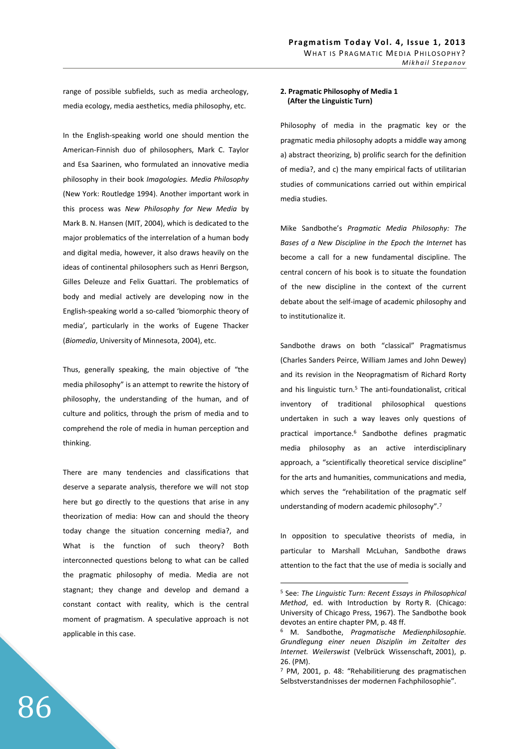range of possible subfields, such as media archeology, media ecology, media aesthetics, media philosophy, etc.

In the English-speaking world one should mention the American-Finnish duo of philosophers, Mark C. Taylor and Esa Saarinen, who formulated an innovative media philosophy in their book *Imagologies. Media Philosophy* (New York: Routledge 1994). Another important work in this process was *New Philosophy for New Media* by Mark B. N. Hansen (MIT, 2004), which is dedicated to the major problematics of the interrelation of a human body and digital media, however, it also draws heavily on the ideas of continental philosophers such as Henri Bergson, Gilles Deleuze and Felix Guattari. The problematics of body and medial actively are developing now in the English-speaking world a so-called 'biomorphic theory of media', particularly in the works of Eugene Thacker (*Biomedia*, University of Minnesota, 2004), etc.

Thus, generally speaking, the main objective of "the media philosophy" is an attempt to rewrite the history of philosophy, the understanding of the human, and of culture and politics, through the prism of media and to comprehend the role of media in human perception and thinking.

There are many tendencies and classifications that deserve a separate analysis, therefore we will not stop here but go directly to the questions that arise in any theorization of media: How can and should the theory today change the situation concerning media?, and What is the function of such theory? Both interconnected questions belong to what can be called the pragmatic philosophy of media. Media are not stagnant; they change and develop and demand a constant contact with reality, which is the central moment of pragmatism. A speculative approach is not applicable in this case.

## 2. Pragmatic Philosophy of Media 1 (After the Linguistic Turn)

Philosophy of media in the pragmatic key or the pragmatic media philosophy adopts a middle way among a) abstract theorizing, b) prolific search for the definition of media?, and c) the many empirical facts of utilitarian studies of communications carried out within empirical media studies.

Mike Sandbothe's *Pragmatic Media Philosophy: The Bases of a New Discipline in the Epoch the Internet* has become a call for a new fundamental discipline. The central concern of his book is to situate the foundation of the new discipline in the context of the current debate about the self-image of academic philosophy and to institutionalize it.

Sandbothe draws on both "classical" Pragmatismus (Charles Sanders Peirce, William James and John Dewey) and its revision in the Neopragmatism of Richard Rorty and his linguistic turn.[5] The anti-foundationalist, critical inventory of traditional philosophical questions undertaken in such a way leaves only questions of practical importance.[6] Sandbothe defines pragmatic media philosophy as an active interdisciplinary approach, a "scientifically theoretical service discipline" for the arts and humanities, communications and media, which serves the "rehabilitation of the pragmatic self understanding of modern academic philosophy".[7]

In opposition to speculative theorists of media, in particular to Marshall McLuhan, Sandbothe draws attention to the fact that the use of media is socially and

---

[5] See: *The Linguistic Turn: Recent Essays in Philosophical Method*, ed. with Introduction by Rorty R. (Chicago: University of Chicago Press, 1967). The Sandbothe book devotes an entire chapter PM, p. 48 ff.

[6] M. Sandbothe, *Pragmatische Medienphilosophie. Grundlegung einer neuen Disziplin im Zeitalter des Internet. Weilerswist* (Velbrück Wissenschaft, 2001), p. 26. (PM).

[7] PM, 2001, p. 48: "Rehabilitierung des pragmatischen Selbstverstandnisses der modernen Fachphilosophie".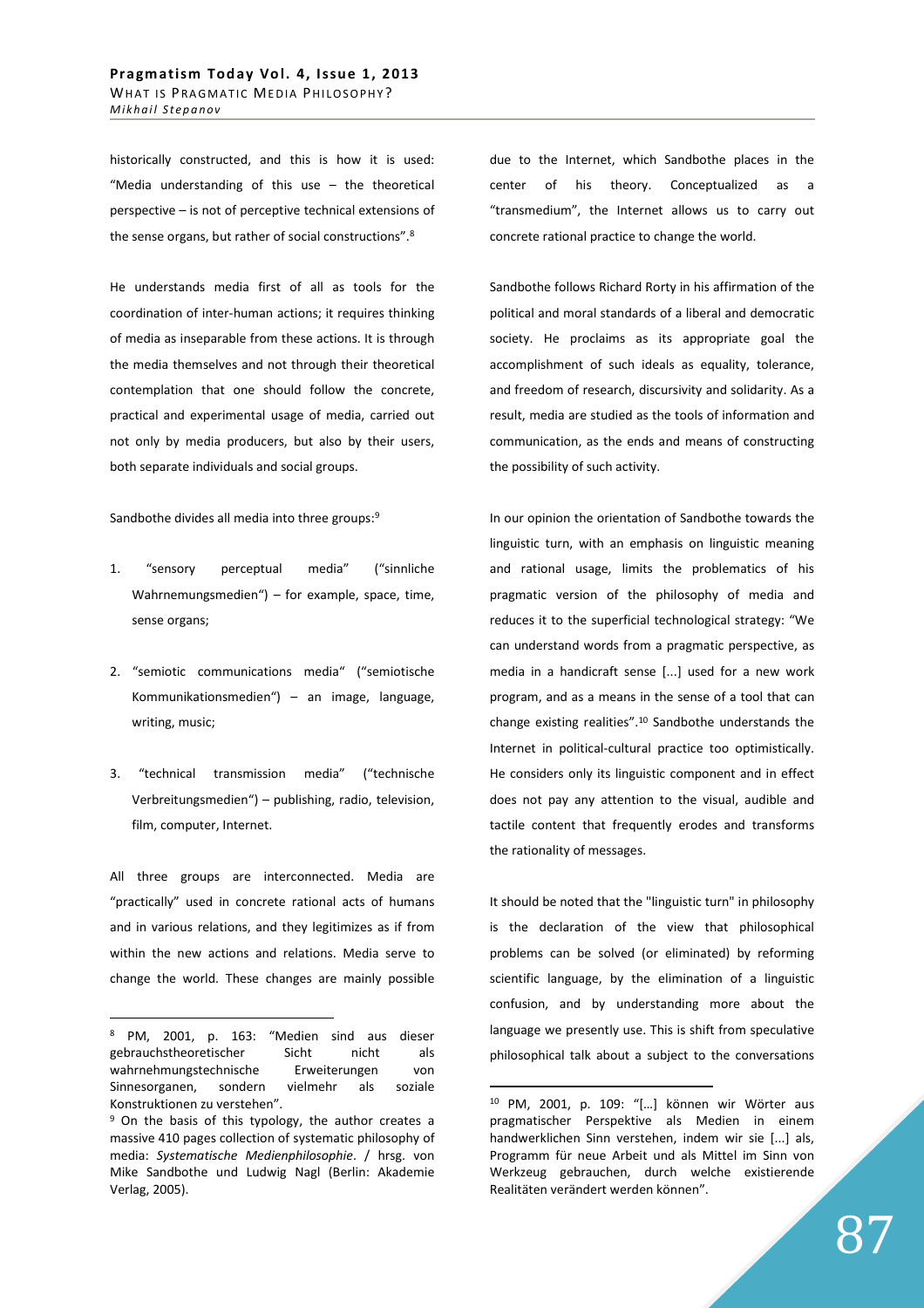historically constructed, and this is how it is used: "Media understanding of this use – the theoretical perspective – is not of perceptive technical extensions of the sense organs, but rather of social constructions".[8]

He understands media first of all as tools for the coordination of inter-human actions; it requires thinking of media as inseparable from these actions. It is through the media themselves and not through their theoretical contemplation that one should follow the concrete, practical and experimental usage of media, carried out not only by media producers, but also by their users, both separate individuals and social groups.

Sandbothe divides all media into three groups:[9]

1. "sensory perceptual media" ("sinnliche Wahrnemungsmedien") – for example, space, time, sense organs;
2. "semiotic communications media" ("semiotische Kommunikationsmedien") – an image, language, writing, music;
3. "technical transmission media" ("technische Verbreitungsmedien") – publishing, radio, television, film, computer, Internet.

All three groups are interconnected. Media are "practically" used in concrete rational acts of humans and in various relations, and they legitimizes as if from within the new actions and relations. Media serve to change the world. These changes are mainly possible due to the Internet, which Sandbothe places in the center of his theory. Conceptualized as a "transmedium", the Internet allows us to carry out concrete rational practice to change the world.

Sandbothe follows Richard Rorty in his affirmation of the political and moral standards of a liberal and democratic society. He proclaims as its appropriate goal the accomplishment of such ideals as equality, tolerance, and freedom of research, discursivity and solidarity. As a result, media are studied as the tools of information and communication, as the ends and means of constructing the possibility of such activity.

In our opinion the orientation of Sandbothe towards the linguistic turn, with an emphasis on linguistic meaning and rational usage, limits the problematics of his pragmatic version of the philosophy of media and reduces it to the superficial technological strategy: "We can understand words from a pragmatic perspective, as media in a handicraft sense [...] used for a new work program, and as a means in the sense of a tool that can change existing realities".[10] Sandbothe understands the Internet in political-cultural practice too optimistically. He considers only its linguistic component and in effect does not pay any attention to the visual, audible and tactile content that frequently erodes and transforms the rationality of messages.

It should be noted that the "linguistic turn" in philosophy is the declaration of the view that philosophical problems can be solved (or eliminated) by reforming scientific language, by the elimination of a linguistic confusion, and by understanding more about the language we presently use. This is shift from speculative philosophical talk about a subject to the conversations

---

[8] PM, 2001, p. 163: "Medien sind aus dieser gebrauchstheoretischer Sicht nicht als wahrnehmungstechnische Erweiterungen von Sinnesorganen, sondern vielmehr als soziale Konstruktionen zu verstehen".

[9] On the basis of this typology, the author creates a massive 410 pages collection of systematic philosophy of media: *Systematische Medienphilosophie*. / hrsg. von Mike Sandbothe und Ludwig Nagl (Berlin: Akademie Verlag, 2005).

[10] PM, 2001, p. 109: "[…] können wir Wörter aus pragmatischer Perspektive als Medien in einem handwerklichen Sinn verstehen, indem wir sie [...] als, Programm für neue Arbeit und als Mittel im Sinn von Werkzeug gebrauchen, durch welche existierende Realitäten verändert werden können".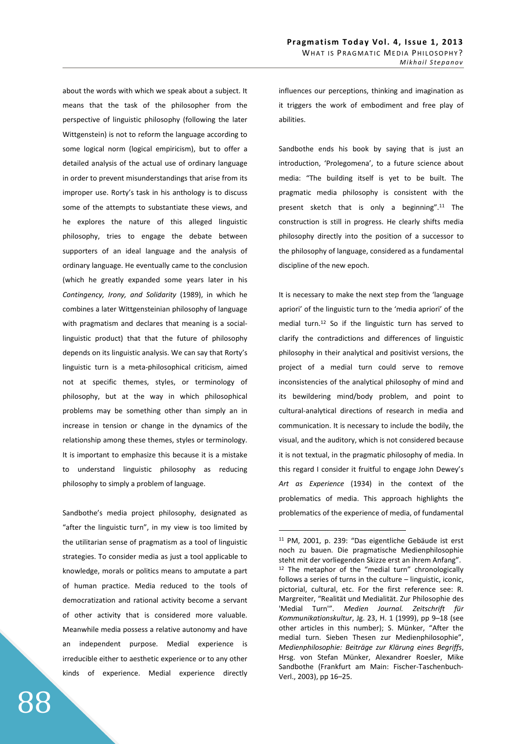about the words with which we speak about a subject. It means that the task of the philosopher from the perspective of linguistic philosophy (following the later Wittgenstein) is not to reform the language according to some logical norm (logical empiricism), but to offer a detailed analysis of the actual use of ordinary language in order to prevent misunderstandings that arise from its improper use. Rorty's task in his anthology is to discuss some of the attempts to substantiate these views, and he explores the nature of this alleged linguistic philosophy, tries to engage the debate between supporters of an ideal language and the analysis of ordinary language. He eventually came to the conclusion (which he greatly expanded some years later in his *Contingency, Irony, and Solidarity* (1989), in which he combines a later Wittgensteinian philosophy of language with pragmatism and declares that meaning is a social-linguistic product) that that the future of philosophy depends on its linguistic analysis. We can say that Rorty's linguistic turn is a meta-philosophical criticism, aimed not at specific themes, styles, or terminology of philosophy, but at the way in which philosophical problems may be something other than simply an in increase in tension or change in the dynamics of the relationship among these themes, styles or terminology. It is important to emphasize this because it is a mistake to understand linguistic philosophy as reducing philosophy to simply a problem of language.

Sandbothe's media project philosophy, designated as "after the linguistic turn", in my view is too limited by the utilitarian sense of pragmatism as a tool of linguistic strategies. To consider media as just a tool applicable to knowledge, morals or politics means to amputate a part of human practice. Media reduced to the tools of democratization and rational activity become a servant of other activity that is considered more valuable. Meanwhile media possess a relative autonomy and have an independent purpose. Medial experience is irreducible either to aesthetic experience or to any other kinds of experience. Medial experience directly influences our perceptions, thinking and imagination as it triggers the work of embodiment and free play of abilities.

Sandbothe ends his book by saying that is just an introduction, 'Prolegomena', to a future science about media: "The building itself is yet to be built. The pragmatic media philosophy is consistent with the present sketch that is only a beginning".[11] The construction is still in progress. He clearly shifts media philosophy directly into the position of a successor to the philosophy of language, considered as a fundamental discipline of the new epoch.

It is necessary to make the next step from the 'language apriori' of the linguistic turn to the 'media apriori' of the medial turn.[12] So if the linguistic turn has served to clarify the contradictions and differences of linguistic philosophy in their analytical and positivist versions, the project of a medial turn could serve to remove inconsistencies of the analytical philosophy of mind and its bewildering mind/body problem, and point to cultural-analytical directions of research in media and communication. It is necessary to include the bodily, the visual, and the auditory, which is not considered because it is not textual, in the pragmatic philosophy of media. In this regard I consider it fruitful to engage John Dewey's *Art as Experience* (1934) in the context of the problematics of media. This approach highlights the problematics of the experience of media, of fundamental

---

[11] PM, 2001, p. 239: "Das eigentliche Gebäude ist erst noch zu bauen. Die pragmatische Medienphilosophie steht mit der vorliegenden Skizze erst an ihrem Anfang".

[12] The metaphor of the "medial turn" chronologically follows a series of turns in the culture – linguistic, iconic, pictorial, cultural, etc. For the first reference see: R. Margreiter, "Realität und Medialität. Zur Philosophie des 'Medial Turn'". *Medien Journal. Zeitschrift für Kommunikationskultur*, Jg. 23, H. 1 (1999), pp 9–18 (see other articles in this number); S. Münker, "After the medial turn. Sieben Thesen zur Medienphilosophie", *Medienphilosophie: Beiträge zur Klärung eines Begriffs*, Hrsg. von Stefan Münker, Alexandrer Roesler, Mike Sandbothe (Frankfurt am Main: Fischer-Taschenbuch-Verl., 2003), pp 16–25.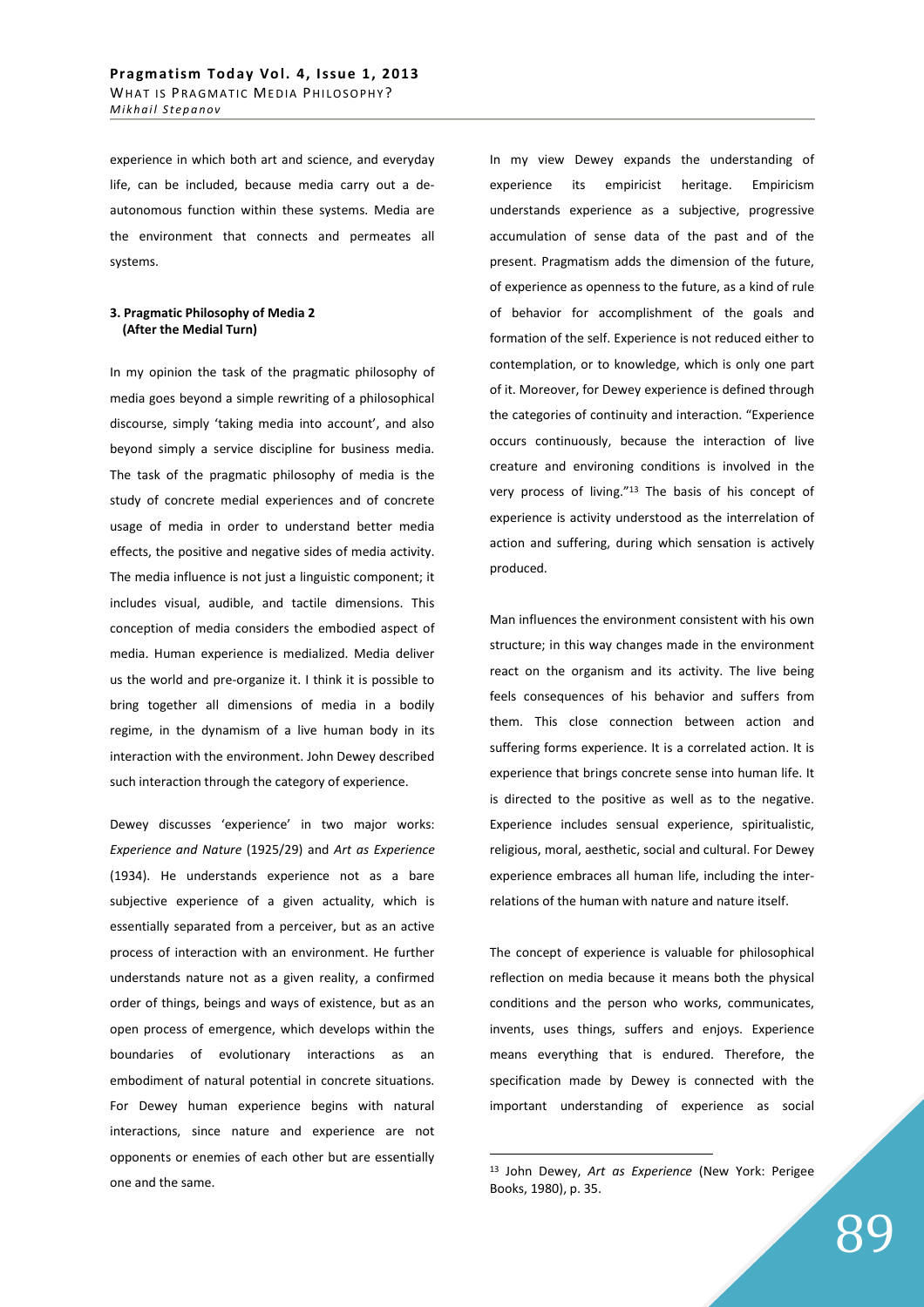experience in which both art and science, and everyday life, can be included, because media carry out a de-autonomous function within these systems. Media are the environment that connects and permeates all systems.

### 3. Pragmatic Philosophy of Media 2 (After the Medial Turn)

In my opinion the task of the pragmatic philosophy of media goes beyond a simple rewriting of a philosophical discourse, simply 'taking media into account', and also beyond simply a service discipline for business media. The task of the pragmatic philosophy of media is the study of concrete medial experiences and of concrete usage of media in order to understand better media effects, the positive and negative sides of media activity. The media influence is not just a linguistic component; it includes visual, audible, and tactile dimensions. This conception of media considers the embodied aspect of media. Human experience is medialized. Media deliver us the world and pre-organize it. I think it is possible to bring together all dimensions of media in a bodily regime, in the dynamism of a live human body in its interaction with the environment. John Dewey described such interaction through the category of experience.

Dewey discusses 'experience' in two major works: *Experience and Nature* (1925/29) and *Art as Experience* (1934). He understands experience not as a bare subjective experience of a given actuality, which is essentially separated from a perceiver, but as an active process of interaction with an environment. He further understands nature not as a given reality, a confirmed order of things, beings and ways of existence, but as an open process of emergence, which develops within the boundaries of evolutionary interactions as an embodiment of natural potential in concrete situations. For Dewey human experience begins with natural interactions, since nature and experience are not opponents or enemies of each other but are essentially one and the same.

In my view Dewey expands the understanding of experience its empiricist heritage. Empiricism understands experience as a subjective, progressive accumulation of sense data of the past and of the present. Pragmatism adds the dimension of the future, of experience as openness to the future, as a kind of rule of behavior for accomplishment of the goals and formation of the self. Experience is not reduced either to contemplation, or to knowledge, which is only one part of it. Moreover, for Dewey experience is defined through the categories of continuity and interaction. "Experience occurs continuously, because the interaction of live creature and environing conditions is involved in the very process of living."[13] The basis of his concept of experience is activity understood as the interrelation of action and suffering, during which sensation is actively produced.

Man influences the environment consistent with his own structure; in this way changes made in the environment react on the organism and its activity. The live being feels consequences of his behavior and suffers from them. This close connection between action and suffering forms experience. It is a correlated action. It is experience that brings concrete sense into human life. It is directed to the positive as well as to the negative. Experience includes sensual experience, spiritualistic, religious, moral, aesthetic, social and cultural. For Dewey experience embraces all human life, including the inter-relations of the human with nature and nature itself.

The concept of experience is valuable for philosophical reflection on media because it means both the physical conditions and the person who works, communicates, invents, uses things, suffers and enjoys. Experience means everything that is endured. Therefore, the specification made by Dewey is connected with the important understanding of experience as social

[13] John Dewey, *Art as Experience* (New York: Perigee Books, 1980), p. 35.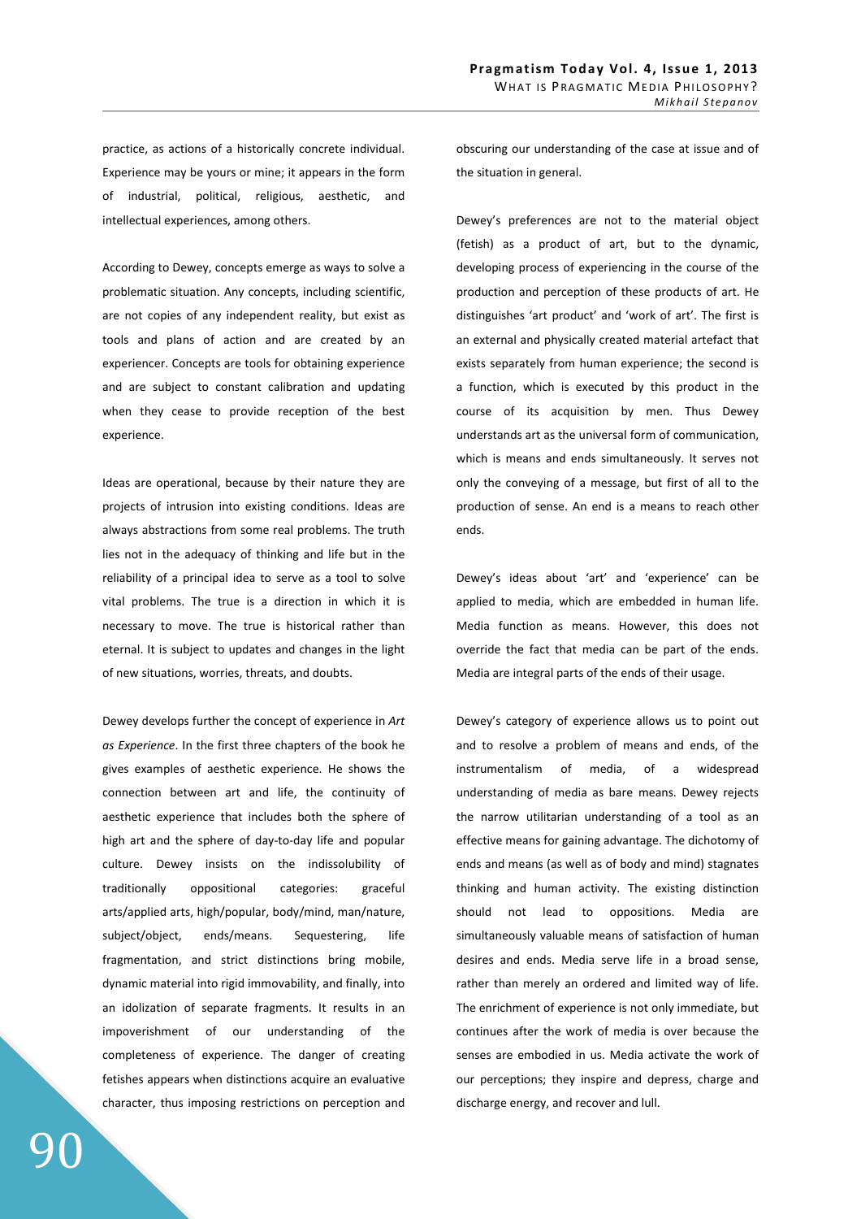practice, as actions of a historically concrete individual. Experience may be yours or mine; it appears in the form of industrial, political, religious, aesthetic, and intellectual experiences, among others.

According to Dewey, concepts emerge as ways to solve a problematic situation. Any concepts, including scientific, are not copies of any independent reality, but exist as tools and plans of action and are created by an experiencer. Concepts are tools for obtaining experience and are subject to constant calibration and updating when they cease to provide reception of the best experience.

Ideas are operational, because by their nature they are projects of intrusion into existing conditions. Ideas are always abstractions from some real problems. The truth lies not in the adequacy of thinking and life but in the reliability of a principal idea to serve as a tool to solve vital problems. The true is a direction in which it is necessary to move. The true is historical rather than eternal. It is subject to updates and changes in the light of new situations, worries, threats, and doubts.

Dewey develops further the concept of experience in *Art as Experience*. In the first three chapters of the book he gives examples of aesthetic experience. He shows the connection between art and life, the continuity of aesthetic experience that includes both the sphere of high art and the sphere of day-to-day life and popular culture. Dewey insists on the indissolubility of traditionally oppositional categories: graceful arts/applied arts, high/popular, body/mind, man/nature, subject/object, ends/means. Sequestering, life fragmentation, and strict distinctions bring mobile, dynamic material into rigid immovability, and finally, into an idolization of separate fragments. It results in an impoverishment of our understanding of the completeness of experience. The danger of creating fetishes appears when distinctions acquire an evaluative character, thus imposing restrictions on perception and obscuring our understanding of the case at issue and of the situation in general.

Dewey's preferences are not to the material object (fetish) as a product of art, but to the dynamic, developing process of experiencing in the course of the production and perception of these products of art. He distinguishes 'art product' and 'work of art'. The first is an external and physically created material artefact that exists separately from human experience; the second is a function, which is executed by this product in the course of its acquisition by men. Thus Dewey understands art as the universal form of communication, which is means and ends simultaneously. It serves not only the conveying of a message, but first of all to the production of sense. An end is a means to reach other ends.

Dewey's ideas about 'art' and 'experience' can be applied to media, which are embedded in human life. Media function as means. However, this does not override the fact that media can be part of the ends. Media are integral parts of the ends of their usage.

Dewey's category of experience allows us to point out and to resolve a problem of means and ends, of the instrumentalism of media, of a widespread understanding of media as bare means. Dewey rejects the narrow utilitarian understanding of a tool as an effective means for gaining advantage. The dichotomy of ends and means (as well as of body and mind) stagnates thinking and human activity. The existing distinction should not lead to oppositions. Media are simultaneously valuable means of satisfaction of human desires and ends. Media serve life in a broad sense, rather than merely an ordered and limited way of life. The enrichment of experience is not only immediate, but continues after the work of media is over because the senses are embodied in us. Media activate the work of our perceptions; they inspire and depress, charge and discharge energy, and recover and lull.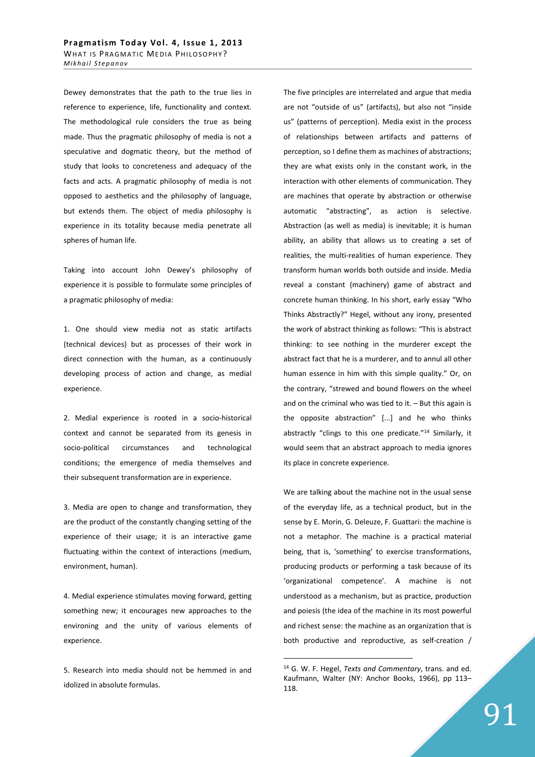Dewey demonstrates that the path to the true lies in reference to experience, life, functionality and context. The methodological rule considers the true as being made. Thus the pragmatic philosophy of media is not a speculative and dogmatic theory, but the method of study that looks to concreteness and adequacy of the facts and acts. A pragmatic philosophy of media is not opposed to aesthetics and the philosophy of language, but extends them. The object of media philosophy is experience in its totality because media penetrate all spheres of human life.

Taking into account John Dewey's philosophy of experience it is possible to formulate some principles of a pragmatic philosophy of media:

1. One should view media not as static artifacts (technical devices) but as processes of their work in direct connection with the human, as a continuously developing process of action and change, as medial experience.

2. Medial experience is rooted in a socio-historical context and cannot be separated from its genesis in socio-political circumstances and technological conditions; the emergence of media themselves and their subsequent transformation are in experience.

3. Media are open to change and transformation, they are the product of the constantly changing setting of the experience of their usage; it is an interactive game fluctuating within the context of interactions (medium, environment, human).

4. Medial experience stimulates moving forward, getting something new; it encourages new approaches to the environing and the unity of various elements of experience.

5. Research into media should not be hemmed in and idolized in absolute formulas.

The five principles are interrelated and argue that media are not "outside of us" (artifacts), but also not "inside us" (patterns of perception). Media exist in the process of relationships between artifacts and patterns of perception, so I define them as machines of abstractions; they are what exists only in the constant work, in the interaction with other elements of communication. They are machines that operate by abstraction or otherwise automatic "abstracting", as action is selective. Abstraction (as well as media) is inevitable; it is human ability, an ability that allows us to creating a set of realities, the multi-realities of human experience. They transform human worlds both outside and inside. Media reveal a constant (machinery) game of abstract and concrete human thinking. In his short, early essay "Who Thinks Abstractly?" Hegel, without any irony, presented the work of abstract thinking as follows: "This is abstract thinking: to see nothing in the murderer except the abstract fact that he is a murderer, and to annul all other human essence in him with this simple quality." Or, on the contrary, "strewed and bound flowers on the wheel and on the criminal who was tied to it. – But this again is the opposite abstraction" [...] and he who thinks abstractly "clings to this one predicate."[14] Similarly, it would seem that an abstract approach to media ignores its place in concrete experience.

We are talking about the machine not in the usual sense of the everyday life, as a technical product, but in the sense by E. Morin, G. Deleuze, F. Guattari: the machine is not a metaphor. The machine is a practical material being, that is, 'something' to exercise transformations, producing products or performing a task because of its 'organizational competence'. A machine is not understood as a mechanism, but as practice, production and poiesis (the idea of the machine in its most powerful and richest sense: the machine as an organization that is both productive and reproductive, as self-creation /

[14] G. W. F. Hegel, *Texts and Commentary*, trans. and ed. Kaufmann, Walter (NY: Anchor Books, 1966), pp 113–118.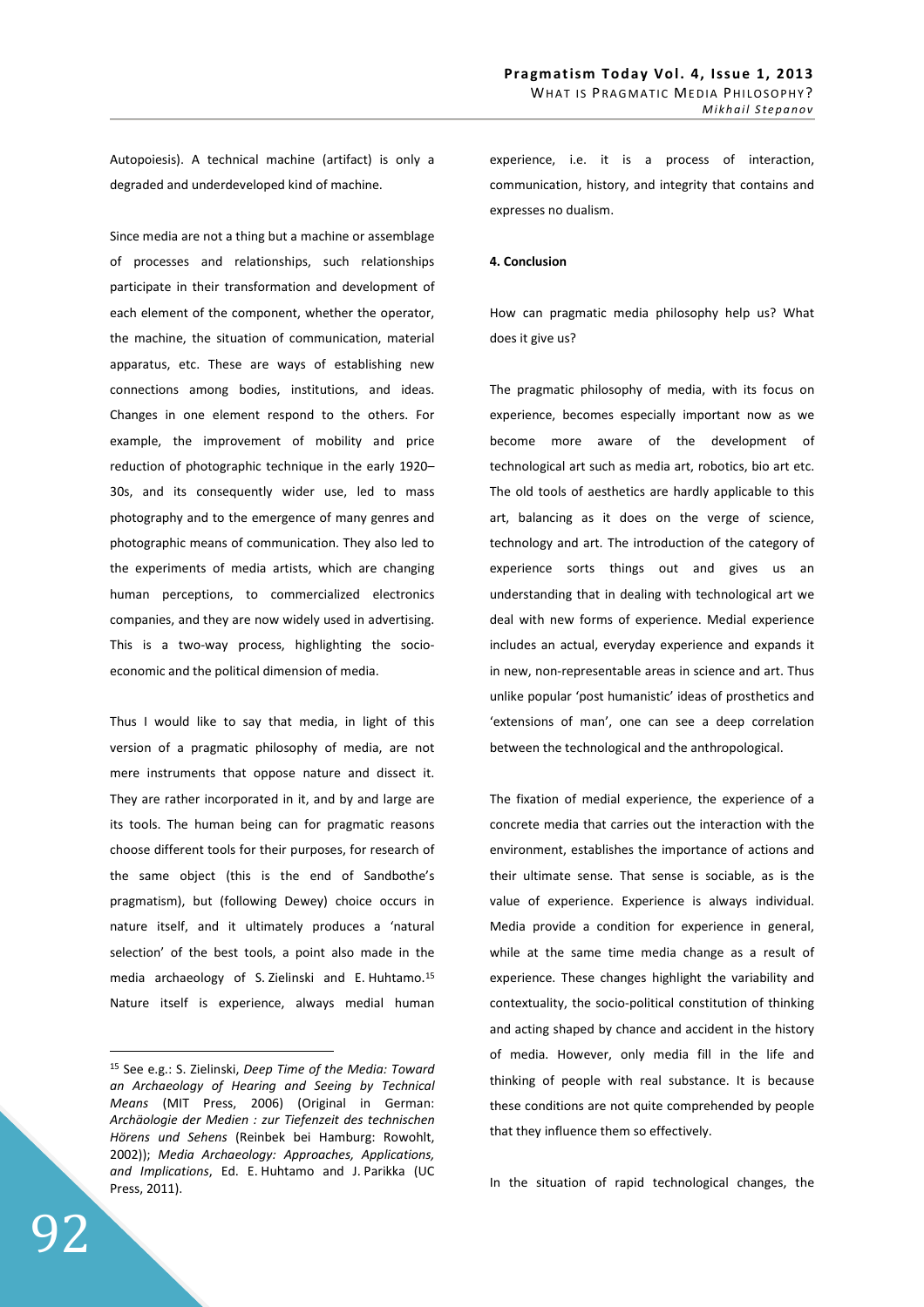Autopoiesis). A technical machine (artifact) is only a degraded and underdeveloped kind of machine.

Since media are not a thing but a machine or assemblage of processes and relationships, such relationships participate in their transformation and development of each element of the component, whether the operator, the machine, the situation of communication, material apparatus, etc. These are ways of establishing new connections among bodies, institutions, and ideas. Changes in one element respond to the others. For example, the improvement of mobility and price reduction of photographic technique in the early 1920–30s, and its consequently wider use, led to mass photography and to the emergence of many genres and photographic means of communication. They also led to the experiments of media artists, which are changing human perceptions, to commercialized electronics companies, and they are now widely used in advertising. This is a two-way process, highlighting the socio-economic and the political dimension of media.

Thus I would like to say that media, in light of this version of a pragmatic philosophy of media, are not mere instruments that oppose nature and dissect it. They are rather incorporated in it, and by and large are its tools. The human being can for pragmatic reasons choose different tools for their purposes, for research of the same object (this is the end of Sandbothe's pragmatism), but (following Dewey) choice occurs in nature itself, and it ultimately produces a 'natural selection' of the best tools, a point also made in the media archaeology of S. Zielinski and E. Huhtamo.[15] Nature itself is experience, always medial human experience, i.e. it is a process of interaction, communication, history, and integrity that contains and expresses no dualism.

**4. Conclusion**

How can pragmatic media philosophy help us? What does it give us?

The pragmatic philosophy of media, with its focus on experience, becomes especially important now as we become more aware of the development of technological art such as media art, robotics, bio art etc. The old tools of aesthetics are hardly applicable to this art, balancing as it does on the verge of science, technology and art. The introduction of the category of experience sorts things out and gives us an understanding that in dealing with technological art we deal with new forms of experience. Medial experience includes an actual, everyday experience and expands it in new, non-representable areas in science and art. Thus unlike popular 'post humanistic' ideas of prosthetics and 'extensions of man', one can see a deep correlation between the technological and the anthropological.

The fixation of medial experience, the experience of a concrete media that carries out the interaction with the environment, establishes the importance of actions and their ultimate sense. That sense is sociable, as is the value of experience. Experience is always individual. Media provide a condition for experience in general, while at the same time media change as a result of experience. These changes highlight the variability and contextuality, the socio-political constitution of thinking and acting shaped by chance and accident in the history of media. However, only media fill in the life and thinking of people with real substance. It is because these conditions are not quite comprehended by people that they influence them so effectively.

In the situation of rapid technological changes, the

---

[15] See e.g.: S. Zielinski, *Deep Time of the Media: Toward an Archaeology of Hearing and Seeing by Technical Means* (MIT Press, 2006) (Original in German: *Archäologie der Medien : zur Tiefenzeit des technischen Hörens und Sehens* (Reinbek bei Hamburg: Rowohlt, 2002)); *Media Archaeology: Approaches, Applications, and Implications*, Ed. E. Huhtamo and J. Parikka (UC Press, 2011).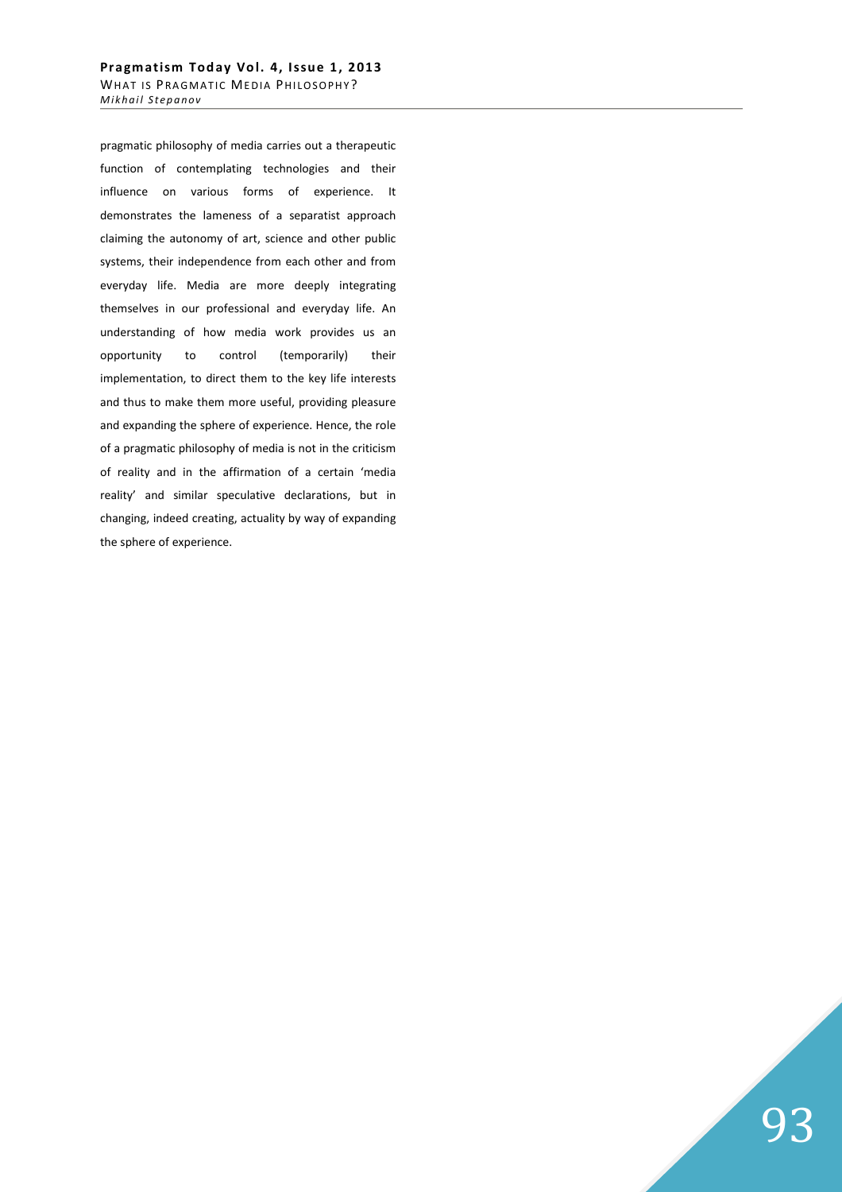pragmatic philosophy of media carries out a therapeutic function of contemplating technologies and their influence on various forms of experience. It demonstrates the lameness of a separatist approach claiming the autonomy of art, science and other public systems, their independence from each other and from everyday life. Media are more deeply integrating themselves in our professional and everyday life. An understanding of how media work provides us an opportunity to control (temporarily) their implementation, to direct them to the key life interests and thus to make them more useful, providing pleasure and expanding the sphere of experience. Hence, the role of a pragmatic philosophy of media is not in the criticism of reality and in the affirmation of a certain 'media reality' and similar speculative declarations, but in changing, indeed creating, actuality by way of expanding the sphere of experience.